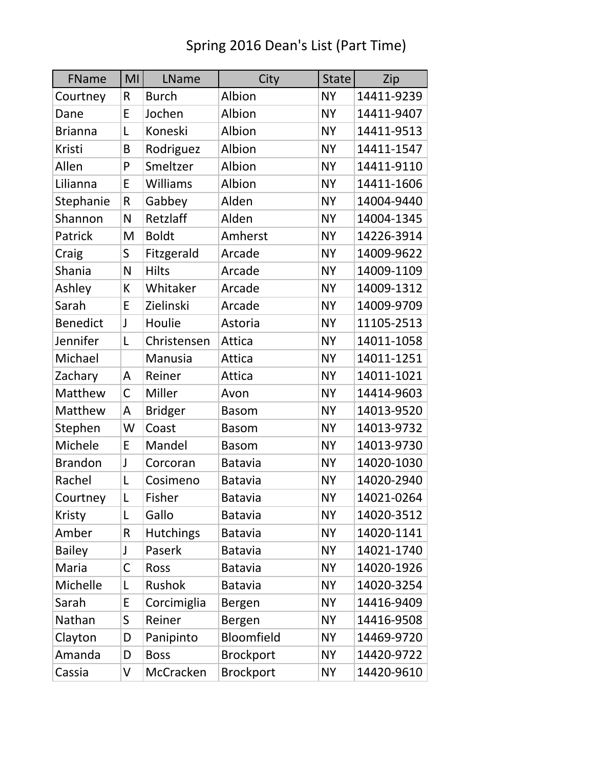# Spring 2016 Dean's List (Part Time)

| FName | MI | LName | City | State | Zip |
|---|---|---|---|---|---|
| Courtney | R | Burch | Albion | NY | 14411-9239 |
| Dane | E | Jochen | Albion | NY | 14411-9407 |
| Brianna | L | Koneski | Albion | NY | 14411-9513 |
| Kristi | B | Rodriguez | Albion | NY | 14411-1547 |
| Allen | P | Smeltzer | Albion | NY | 14411-9110 |
| Lilianna | E | Williams | Albion | NY | 14411-1606 |
| Stephanie | R | Gabbey | Alden | NY | 14004-9440 |
| Shannon | N | Retzlaff | Alden | NY | 14004-1345 |
| Patrick | M | Boldt | Amherst | NY | 14226-3914 |
| Craig | S | Fitzgerald | Arcade | NY | 14009-9622 |
| Shania | N | Hilts | Arcade | NY | 14009-1109 |
| Ashley | K | Whitaker | Arcade | NY | 14009-1312 |
| Sarah | E | Zielinski | Arcade | NY | 14009-9709 |
| Benedict | J | Houlie | Astoria | NY | 11105-2513 |
| Jennifer | L | Christensen | Attica | NY | 14011-1058 |
| Michael | | Manusia | Attica | NY | 14011-1251 |
| Zachary | A | Reiner | Attica | NY | 14011-1021 |
| Matthew | C | Miller | Avon | NY | 14414-9603 |
| Matthew | A | Bridger | Basom | NY | 14013-9520 |
| Stephen | W | Coast | Basom | NY | 14013-9732 |
| Michele | E | Mandel | Basom | NY | 14013-9730 |
| Brandon | J | Corcoran | Batavia | NY | 14020-1030 |
| Rachel | L | Cosimeno | Batavia | NY | 14020-2940 |
| Courtney | L | Fisher | Batavia | NY | 14021-0264 |
| Kristy | L | Gallo | Batavia | NY | 14020-3512 |
| Amber | R | Hutchings | Batavia | NY | 14020-1141 |
| Bailey | J | Paserk | Batavia | NY | 14021-1740 |
| Maria | C | Ross | Batavia | NY | 14020-1926 |
| Michelle | L | Rushok | Batavia | NY | 14020-3254 |
| Sarah | E | Corcimiglia | Bergen | NY | 14416-9409 |
| Nathan | S | Reiner | Bergen | NY | 14416-9508 |
| Clayton | D | Panipinto | Bloomfield | NY | 14469-9720 |
| Amanda | D | Boss | Brockport | NY | 14420-9722 |
| Cassia | V | McCracken | Brockport | NY | 14420-9610 |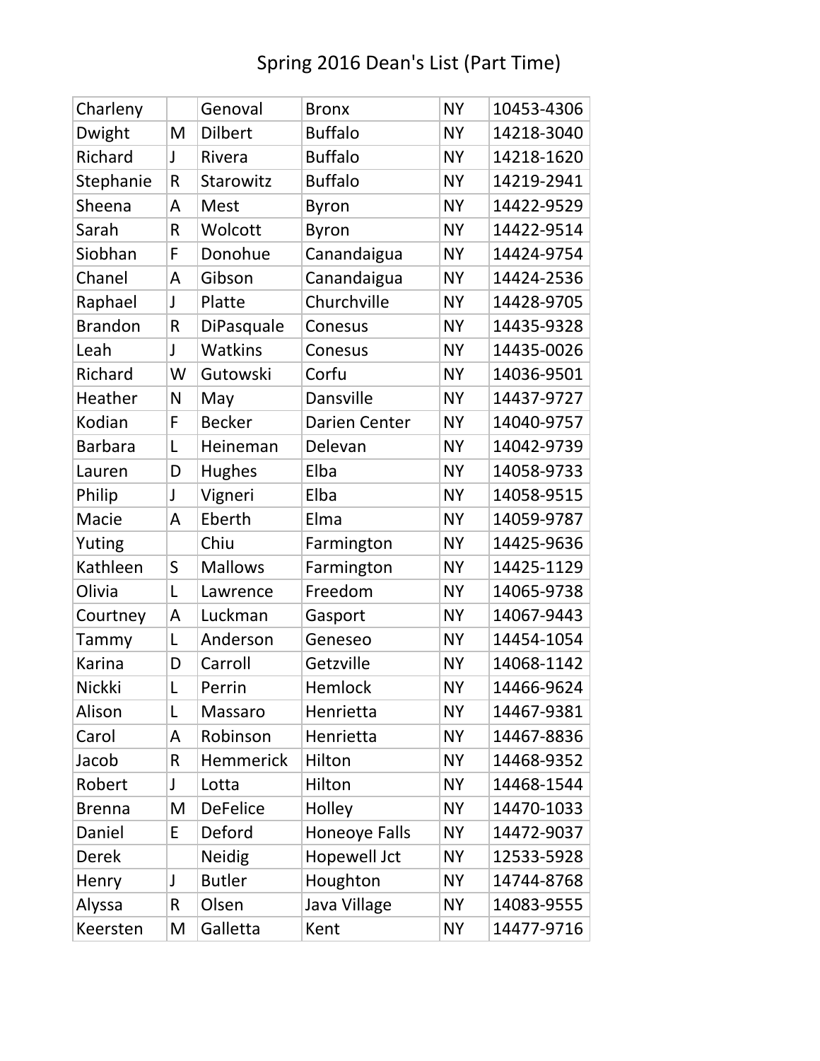# Spring 2016 Dean's List (Part Time)

| | | | | | |
|---|---|---|---|---|---|
| Charleny | | Genoval | Bronx | NY | 10453-4306 |
| Dwight | M | Dilbert | Buffalo | NY | 14218-3040 |
| Richard | J | Rivera | Buffalo | NY | 14218-1620 |
| Stephanie | R | Starowitz | Buffalo | NY | 14219-2941 |
| Sheena | A | Mest | Byron | NY | 14422-9529 |
| Sarah | R | Wolcott | Byron | NY | 14422-9514 |
| Siobhan | F | Donohue | Canandaigua | NY | 14424-9754 |
| Chanel | A | Gibson | Canandaigua | NY | 14424-2536 |
| Raphael | J | Platte | Churchville | NY | 14428-9705 |
| Brandon | R | DiPasquale | Conesus | NY | 14435-9328 |
| Leah | J | Watkins | Conesus | NY | 14435-0026 |
| Richard | W | Gutowski | Corfu | NY | 14036-9501 |
| Heather | N | May | Dansville | NY | 14437-9727 |
| Kodian | F | Becker | Darien Center | NY | 14040-9757 |
| Barbara | L | Heineman | Delevan | NY | 14042-9739 |
| Lauren | D | Hughes | Elba | NY | 14058-9733 |
| Philip | J | Vigneri | Elba | NY | 14058-9515 |
| Macie | A | Eberth | Elma | NY | 14059-9787 |
| Yuting | | Chiu | Farmington | NY | 14425-9636 |
| Kathleen | S | Mallows | Farmington | NY | 14425-1129 |
| Olivia | L | Lawrence | Freedom | NY | 14065-9738 |
| Courtney | A | Luckman | Gasport | NY | 14067-9443 |
| Tammy | L | Anderson | Geneseo | NY | 14454-1054 |
| Karina | D | Carroll | Getzville | NY | 14068-1142 |
| Nickki | L | Perrin | Hemlock | NY | 14466-9624 |
| Alison | L | Massaro | Henrietta | NY | 14467-9381 |
| Carol | A | Robinson | Henrietta | NY | 14467-8836 |
| Jacob | R | Hemmerick | Hilton | NY | 14468-9352 |
| Robert | J | Lotta | Hilton | NY | 14468-1544 |
| Brenna | M | DeFelice | Holley | NY | 14470-1033 |
| Daniel | E | Deford | Honeoye Falls | NY | 14472-9037 |
| Derek | | Neidig | Hopewell Jct | NY | 12533-5928 |
| Henry | J | Butler | Houghton | NY | 14744-8768 |
| Alyssa | R | Olsen | Java Village | NY | 14083-9555 |
| Keersten | M | Galletta | Kent | NY | 14477-9716 |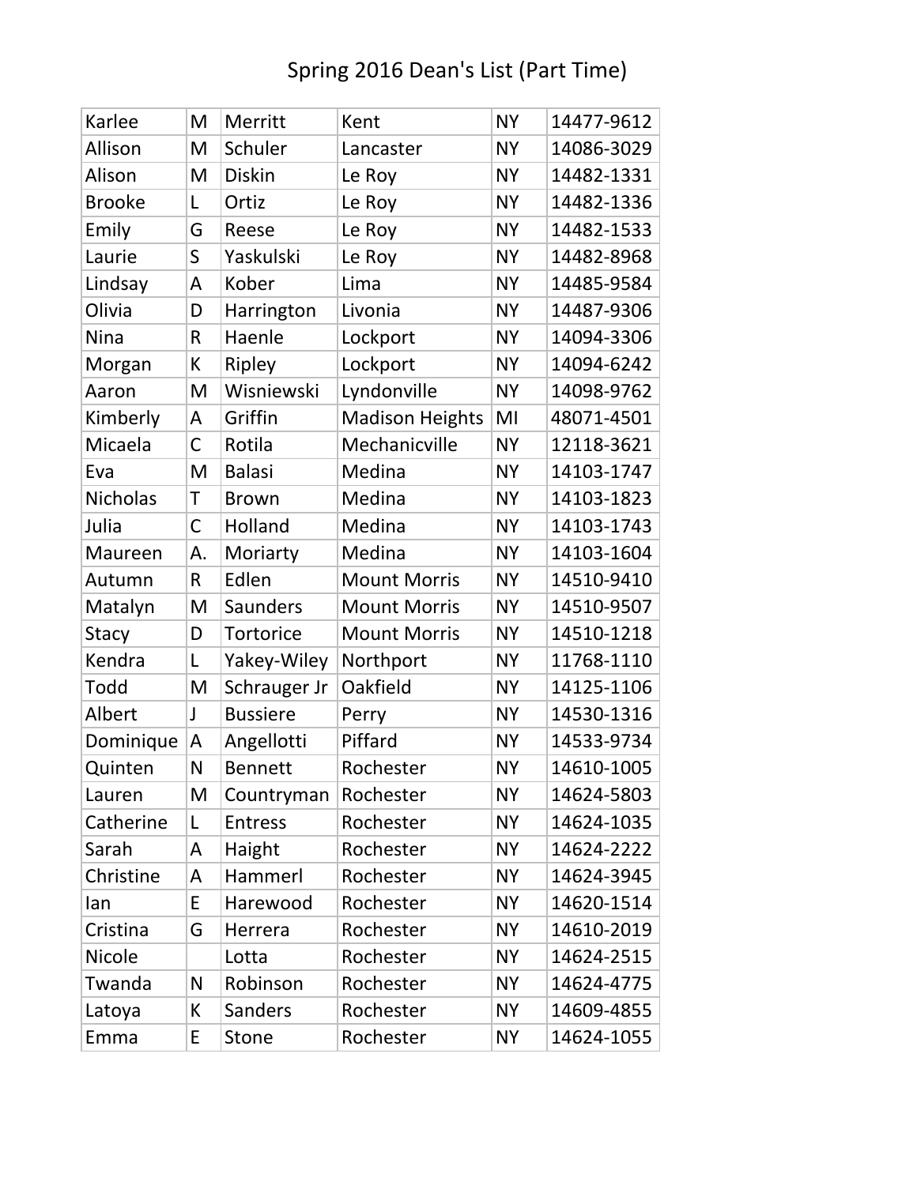# Spring 2016 Dean's List (Part Time)

| | | | | | |
|---|---|---|---|---|---|
| Karlee | M | Merritt | Kent | NY | 14477-9612 |
| Allison | M | Schuler | Lancaster | NY | 14086-3029 |
| Alison | M | Diskin | Le Roy | NY | 14482-1331 |
| Brooke | L | Ortiz | Le Roy | NY | 14482-1336 |
| Emily | G | Reese | Le Roy | NY | 14482-1533 |
| Laurie | S | Yaskulski | Le Roy | NY | 14482-8968 |
| Lindsay | A | Kober | Lima | NY | 14485-9584 |
| Olivia | D | Harrington | Livonia | NY | 14487-9306 |
| Nina | R | Haenle | Lockport | NY | 14094-3306 |
| Morgan | K | Ripley | Lockport | NY | 14094-6242 |
| Aaron | M | Wisniewski | Lyndonville | NY | 14098-9762 |
| Kimberly | A | Griffin | Madison Heights | MI | 48071-4501 |
| Micaela | C | Rotila | Mechanicville | NY | 12118-3621 |
| Eva | M | Balasi | Medina | NY | 14103-1747 |
| Nicholas | T | Brown | Medina | NY | 14103-1823 |
| Julia | C | Holland | Medina | NY | 14103-1743 |
| Maureen | A. | Moriarty | Medina | NY | 14103-1604 |
| Autumn | R | Edlen | Mount Morris | NY | 14510-9410 |
| Matalyn | M | Saunders | Mount Morris | NY | 14510-9507 |
| Stacy | D | Tortorice | Mount Morris | NY | 14510-1218 |
| Kendra | L | Yakey-Wiley | Northport | NY | 11768-1110 |
| Todd | M | Schrauger Jr | Oakfield | NY | 14125-1106 |
| Albert | J | Bussiere | Perry | NY | 14530-1316 |
| Dominique | A | Angellotti | Piffard | NY | 14533-9734 |
| Quinten | N | Bennett | Rochester | NY | 14610-1005 |
| Lauren | M | Countryman | Rochester | NY | 14624-5803 |
| Catherine | L | Entress | Rochester | NY | 14624-1035 |
| Sarah | A | Haight | Rochester | NY | 14624-2222 |
| Christine | A | Hammerl | Rochester | NY | 14624-3945 |
| Ian | E | Harewood | Rochester | NY | 14620-1514 |
| Cristina | G | Herrera | Rochester | NY | 14610-2019 |
| Nicole | | Lotta | Rochester | NY | 14624-2515 |
| Twanda | N | Robinson | Rochester | NY | 14624-4775 |
| Latoya | K | Sanders | Rochester | NY | 14609-4855 |
| Emma | E | Stone | Rochester | NY | 14624-1055 |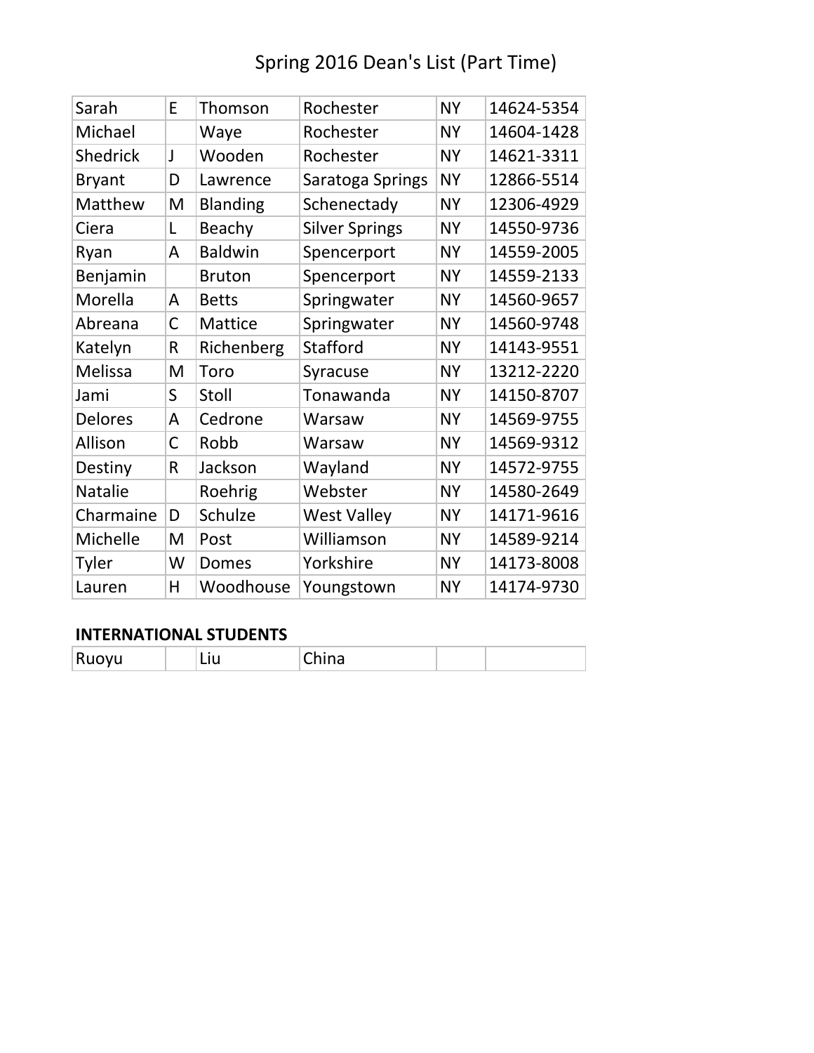# Spring 2016 Dean's List (Part Time)

| | | | | | |
|---|---|---|---|---|---|
| Sarah | E | Thomson | Rochester | NY | 14624-5354 |
| Michael | | Waye | Rochester | NY | 14604-1428 |
| Shedrick | J | Wooden | Rochester | NY | 14621-3311 |
| Bryant | D | Lawrence | Saratoga Springs | NY | 12866-5514 |
| Matthew | M | Blanding | Schenectady | NY | 12306-4929 |
| Ciera | L | Beachy | Silver Springs | NY | 14550-9736 |
| Ryan | A | Baldwin | Spencerport | NY | 14559-2005 |
| Benjamin | | Bruton | Spencerport | NY | 14559-2133 |
| Morella | A | Betts | Springwater | NY | 14560-9657 |
| Abreana | C | Mattice | Springwater | NY | 14560-9748 |
| Katelyn | R | Richenberg | Stafford | NY | 14143-9551 |
| Melissa | M | Toro | Syracuse | NY | 13212-2220 |
| Jami | S | Stoll | Tonawanda | NY | 14150-8707 |
| Delores | A | Cedrone | Warsaw | NY | 14569-9755 |
| Allison | C | Robb | Warsaw | NY | 14569-9312 |
| Destiny | R | Jackson | Wayland | NY | 14572-9755 |
| Natalie | | Roehrig | Webster | NY | 14580-2649 |
| Charmaine | D | Schulze | West Valley | NY | 14171-9616 |
| Michelle | M | Post | Williamson | NY | 14589-9214 |
| Tyler | W | Domes | Yorkshire | NY | 14173-8008 |
| Lauren | H | Woodhouse | Youngstown | NY | 14174-9730 |

**INTERNATIONAL STUDENTS**

| | | | | | |
|---|---|---|---|---|---|
| Ruoyu | | Liu | China | | |